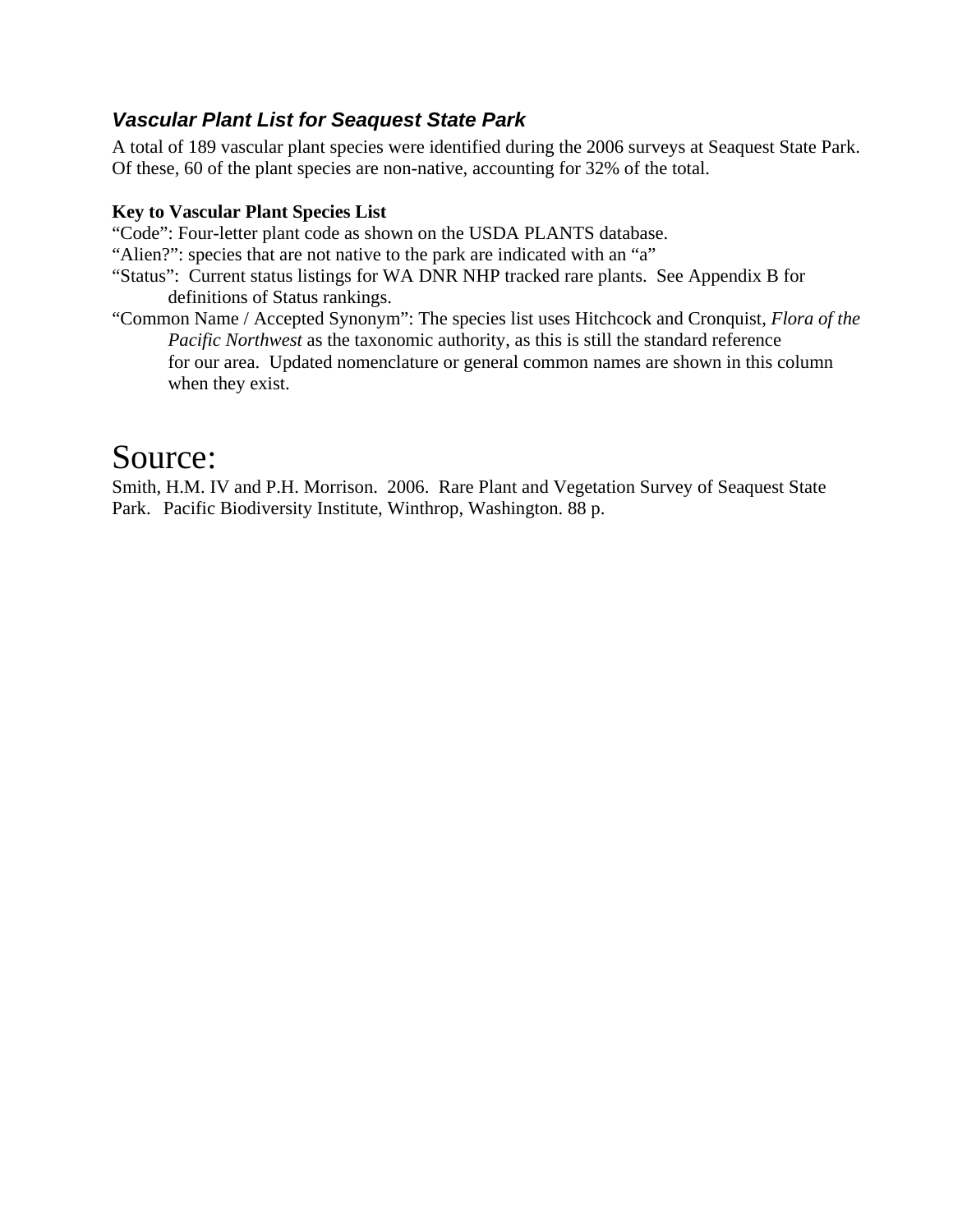## *Vascular Plant List for Seaquest State Park*

A total of 189 vascular plant species were identified during the 2006 surveys at Seaquest State Park. Of these, 60 of the plant species are non-native, accounting for 32% of the total.

**Key to Vascular Plant Species List**

"Code": Four-letter plant code as shown on the USDA PLANTS database.

"Alien?": species that are not native to the park are indicated with an "a"

"Status": Current status listings for WA DNR NHP tracked rare plants. See Appendix B for definitions of Status rankings.

"Common Name / Accepted Synonym": The species list uses Hitchcock and Cronquist, *Flora of the Pacific Northwest* as the taxonomic authority, as this is still the standard reference for our area. Updated nomenclature or general common names are shown in this column when they exist.

# Source:

Smith, H.M. IV and P.H. Morrison. 2006. Rare Plant and Vegetation Survey of Seaquest State Park. Pacific Biodiversity Institute, Winthrop, Washington. 88 p.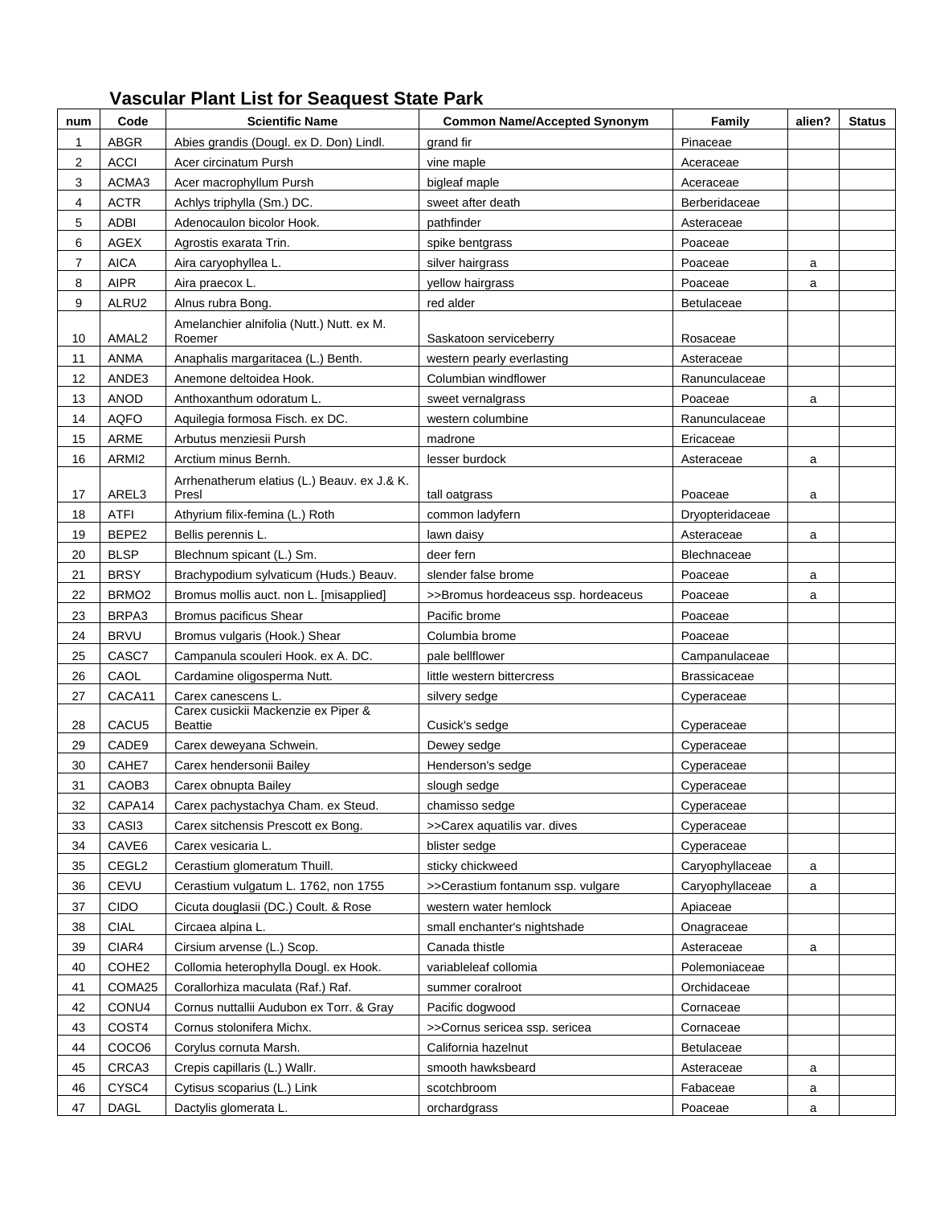## Vascular Plant List for Seaquest State Park

| num | Code | Scientific Name | Common Name/Accepted Synonym | Family | alien? | Status |
|---|---|---|---|---|---|---|
| 1 | ABGR | Abies grandis (Dougl. ex D. Don) Lindl. | grand fir | Pinaceae | | |
| 2 | ACCI | Acer circinatum Pursh | vine maple | Aceraceae | | |
| 3 | ACMA3 | Acer macrophyllum Pursh | bigleaf maple | Aceraceae | | |
| 4 | ACTR | Achlys triphylla (Sm.) DC. | sweet after death | Berberidaceae | | |
| 5 | ADBI | Adenocaulon bicolor Hook. | pathfinder | Asteraceae | | |
| 6 | AGEX | Agrostis exarata Trin. | spike bentgrass | Poaceae | | |
| 7 | AICA | Aira caryophyllea L. | silver hairgrass | Poaceae | a | |
| 8 | AIPR | Aira praecox L. | yellow hairgrass | Poaceae | a | |
| 9 | ALRU2 | Alnus rubra Bong. | red alder | Betulaceae | | |
| 10 | AMAL2 | Amelanchier alnifolia (Nutt.) Nutt. ex M. Roemer | Saskatoon serviceberry | Rosaceae | | |
| 11 | ANMA | Anaphalis margaritacea (L.) Benth. | western pearly everlasting | Asteraceae | | |
| 12 | ANDE3 | Anemone deltoidea Hook. | Columbian windflower | Ranunculaceae | | |
| 13 | ANOD | Anthoxanthum odoratum L. | sweet vernalgrass | Poaceae | a | |
| 14 | AQFO | Aquilegia formosa Fisch. ex DC. | western columbine | Ranunculaceae | | |
| 15 | ARME | Arbutus menziesii Pursh | madrone | Ericaceae | | |
| 16 | ARMI2 | Arctium minus Bernh. | lesser burdock | Asteraceae | a | |
| 17 | AREL3 | Arrhenatherum elatius (L.) Beauv. ex J.& K. Presl | tall oatgrass | Poaceae | a | |
| 18 | ATFI | Athyrium filix-femina (L.) Roth | common ladyfern | Dryopteridaceae | | |
| 19 | BEPE2 | Bellis perennis L. | lawn daisy | Asteraceae | a | |
| 20 | BLSP | Blechnum spicant (L.) Sm. | deer fern | Blechnaceae | | |
| 21 | BRSY | Brachypodium sylvaticum (Huds.) Beauv. | slender false brome | Poaceae | a | |
| 22 | BRMO2 | Bromus mollis auct. non L. [misapplied] | >>Bromus hordeaceus ssp. hordeaceus | Poaceae | a | |
| 23 | BRPA3 | Bromus pacificus Shear | Pacific brome | Poaceae | | |
| 24 | BRVU | Bromus vulgaris (Hook.) Shear | Columbia brome | Poaceae | | |
| 25 | CASC7 | Campanula scouleri Hook. ex A. DC. | pale bellflower | Campanulaceae | | |
| 26 | CAOL | Cardamine oligosperma Nutt. | little western bittercress | Brassicaceae | | |
| 27 | CACA11 | Carex canescens L. | silvery sedge | Cyperaceae | | |
| 28 | CACU5 | Carex cusickii Mackenzie ex Piper & Beattie | Cusick's sedge | Cyperaceae | | |
| 29 | CADE9 | Carex deweyana Schwein. | Dewey sedge | Cyperaceae | | |
| 30 | CAHE7 | Carex hendersonii Bailey | Henderson's sedge | Cyperaceae | | |
| 31 | CAOB3 | Carex obnupta Bailey | slough sedge | Cyperaceae | | |
| 32 | CAPA14 | Carex pachystachya Cham. ex Steud. | chamisso sedge | Cyperaceae | | |
| 33 | CASI3 | Carex sitchensis Prescott ex Bong. | >>Carex aquatilis var. dives | Cyperaceae | | |
| 34 | CAVE6 | Carex vesicaria L. | blister sedge | Cyperaceae | | |
| 35 | CEGL2 | Cerastium glomeratum Thuill. | sticky chickweed | Caryophyllaceae | a | |
| 36 | CEVU | Cerastium vulgatum L. 1762, non 1755 | >>Cerastium fontanum ssp. vulgare | Caryophyllaceae | a | |
| 37 | CIDO | Cicuta douglasii (DC.) Coult. & Rose | western water hemlock | Apiaceae | | |
| 38 | CIAL | Circaea alpina L. | small enchanter's nightshade | Onagraceae | | |
| 39 | CIAR4 | Cirsium arvense (L.) Scop. | Canada thistle | Asteraceae | a | |
| 40 | COHE2 | Collomia heterophylla Dougl. ex Hook. | variableleaf collomia | Polemoniaceae | | |
| 41 | COMA25 | Corallorhiza maculata (Raf.) Raf. | summer coralroot | Orchidaceae | | |
| 42 | CONU4 | Cornus nuttallii Audubon ex Torr. & Gray | Pacific dogwood | Cornaceae | | |
| 43 | COST4 | Cornus stolonifera Michx. | >>Cornus sericea ssp. sericea | Cornaceae | | |
| 44 | COCO6 | Corylus cornuta Marsh. | California hazelnut | Betulaceae | | |
| 45 | CRCA3 | Crepis capillaris (L.) Wallr. | smooth hawksbeard | Asteraceae | a | |
| 46 | CYSC4 | Cytisus scoparius (L.) Link | scotchbroom | Fabaceae | a | |
| 47 | DAGL | Dactylis glomerata L. | orchardgrass | Poaceae | a | |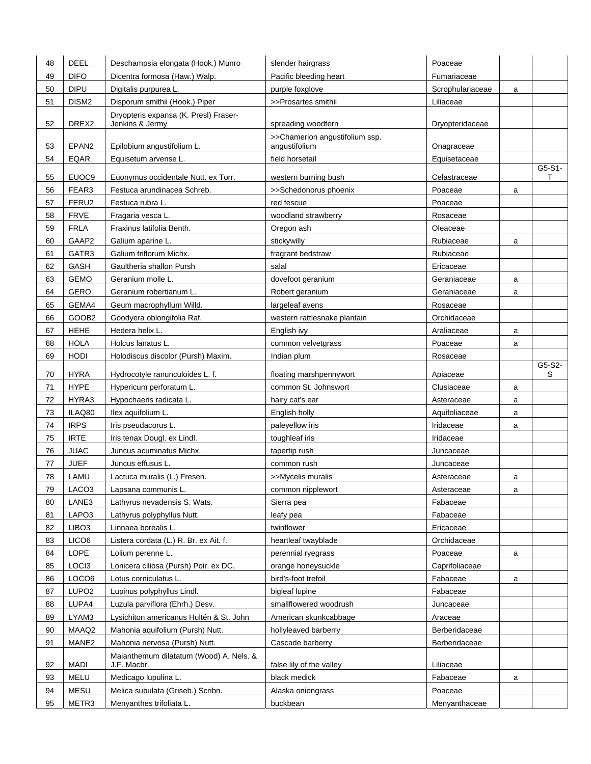| 48 | DEEL | Deschampsia elongata (Hook.) Munro | slender hairgrass | Poaceae | | |
|---|---|---|---|---|---|---|
| 49 | DIFO | Dicentra formosa (Haw.) Walp. | Pacific bleeding heart | Fumariaceae | | |
| 50 | DIPU | Digitalis purpurea L. | purple foxglove | Scrophulariaceae | a | |
| 51 | DISM2 | Disporum smithii (Hook.) Piper | >>Prosartes smithii | Liliaceae | | |
| 52 | DREX2 | Dryopteris expansa (K. Presl) Fraser-Jenkins & Jermy | spreading woodfern | Dryopteridaceae | | |
| 53 | EPAN2 | Epilobium angustifolium L. | >>Chamerion angustifolium ssp. angustifolium | Onagraceae | | |
| 54 | EQAR | Equisetum arvense L. | field horsetail | Equisetaceae | | |
| 55 | EUOC9 | Euonymus occidentale Nutt. ex Torr. | western burning bush | Celastraceae | | G5-S1-T |
| 56 | FEAR3 | Festuca arundinacea Schreb. | >>Schedonorus phoenix | Poaceae | a | |
| 57 | FERU2 | Festuca rubra L. | red fescue | Poaceae | | |
| 58 | FRVE | Fragaria vesca L. | woodland strawberry | Rosaceae | | |
| 59 | FRLA | Fraxinus latifolia Benth. | Oregon ash | Oleaceae | | |
| 60 | GAAP2 | Galium aparine L. | stickywilly | Rubiaceae | a | |
| 61 | GATR3 | Galium triflorum Michx. | fragrant bedstraw | Rubiaceae | | |
| 62 | GASH | Gaultheria shallon Pursh | salal | Ericaceae | | |
| 63 | GEMO | Geranium molle L. | dovefoot geranium | Geraniaceae | a | |
| 64 | GERO | Geranium robertianum L. | Robert geranium | Geraniaceae | a | |
| 65 | GEMA4 | Geum macrophyllum Willd. | largeleaf avens | Rosaceae | | |
| 66 | GOOB2 | Goodyera oblongifolia Raf. | western rattlesnake plantain | Orchidaceae | | |
| 67 | HEHE | Hedera helix L. | English ivy | Araliaceae | a | |
| 68 | HOLA | Holcus lanatus L. | common velvetgrass | Poaceae | a | |
| 69 | HODI | Holodiscus discolor (Pursh) Maxim. | Indian plum | Rosaceae | | |
| 70 | HYRA | Hydrocotyle ranunculoides L. f. | floating marshpennywort | Apiaceae | | G5-S2-S |
| 71 | HYPE | Hypericum perforatum L. | common St. Johnswort | Clusiaceae | a | |
| 72 | HYRA3 | Hypochaeris radicata L. | hairy cat's ear | Asteraceae | a | |
| 73 | ILAQ80 | Ilex aquifolium L. | English holly | Aquifoliaceae | a | |
| 74 | IRPS | Iris pseudacorus L. | paleyellow iris | Iridaceae | a | |
| 75 | IRTE | Iris tenax Dougl. ex Lindl. | toughleaf iris | Iridaceae | | |
| 76 | JUAC | Juncus acuminatus Michx. | tapertip rush | Juncaceae | | |
| 77 | JUEF | Juncus effusus L. | common rush | Juncaceae | | |
| 78 | LAMU | Lactuca muralis (L.) Fresen. | >>Mycelis muralis | Asteraceae | a | |
| 79 | LACO3 | Lapsana communis L. | common nipplewort | Asteraceae | a | |
| 80 | LANE3 | Lathyrus nevadensis S. Wats. | Sierra pea | Fabaceae | | |
| 81 | LAPO3 | Lathyrus polyphyllus Nutt. | leafy pea | Fabaceae | | |
| 82 | LIBO3 | Linnaea borealis L. | twinflower | Ericaceae | | |
| 83 | LICO6 | Listera cordata (L.) R. Br. ex Ait. f. | heartleaf twayblade | Orchidaceae | | |
| 84 | LOPE | Lolium perenne L. | perennial ryegrass | Poaceae | a | |
| 85 | LOCI3 | Lonicera ciliosa (Pursh) Poir. ex DC. | orange honeysuckle | Caprifoliaceae | | |
| 86 | LOCO6 | Lotus corniculatus L. | bird's-foot trefoil | Fabaceae | a | |
| 87 | LUPO2 | Lupinus polyphyllus Lindl. | bigleaf lupine | Fabaceae | | |
| 88 | LUPA4 | Luzula parviflora (Ehrh.) Desv. | smallflowered woodrush | Juncaceae | | |
| 89 | LYAM3 | Lysichiton americanus Hultén & St. John | American skunkcabbage | Araceae | | |
| 90 | MAAQ2 | Mahonia aquifolium (Pursh) Nutt. | hollyleaved barberry | Berberidaceae | | |
| 91 | MANE2 | Mahonia nervosa (Pursh) Nutt. | Cascade barberry | Berberidaceae | | |
| 92 | MADI | Maianthemum dilatatum (Wood) A. Nels. & J.F. Macbr. | false lily of the valley | Liliaceae | | |
| 93 | MELU | Medicago lupulina L. | black medick | Fabaceae | a | |
| 94 | MESU | Melica subulata (Griseb.) Scribn. | Alaska oniongrass | Poaceae | | |
| 95 | METR3 | Menyanthes trifoliata L. | buckbean | Menyanthaceae | | |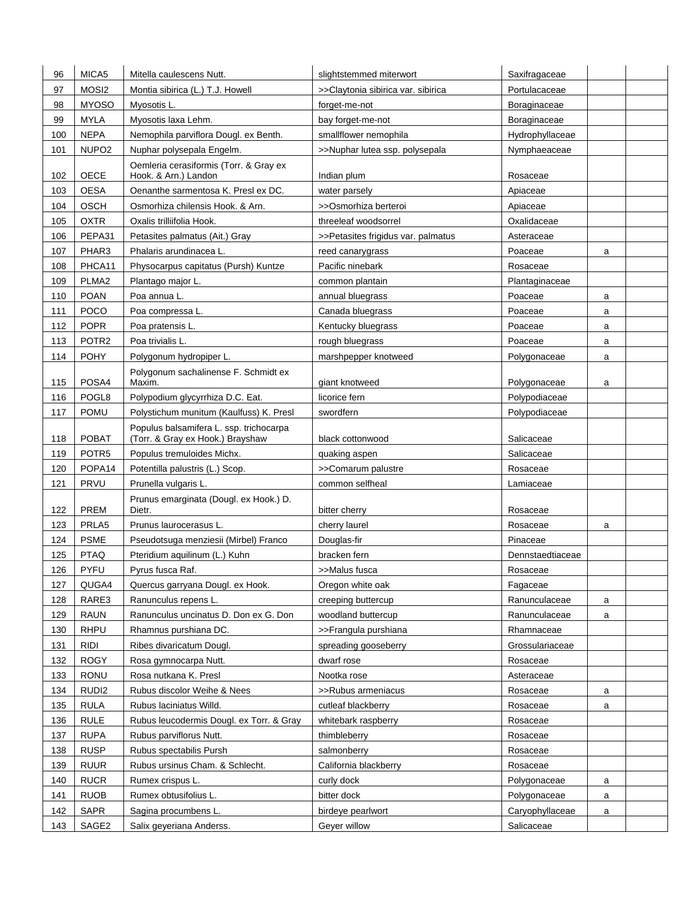| 96 | MICA5 | Mitella caulescens Nutt. | slightstemmed miterwort | Saxifragaceae | | |
|---|---|---|---|---|---|---|
| 97 | MOSI2 | Montia sibirica (L.) T.J. Howell | >>Claytonia sibirica var. sibirica | Portulacaceae | | |
| 98 | MYOSO | Myosotis L. | forget-me-not | Boraginaceae | | |
| 99 | MYLA | Myosotis laxa Lehm. | bay forget-me-not | Boraginaceae | | |
| 100 | NEPA | Nemophila parviflora Dougl. ex Benth. | smallflower nemophila | Hydrophyllaceae | | |
| 101 | NUPO2 | Nuphar polysepala Engelm. | >>Nuphar lutea ssp. polysepala | Nymphaeaceae | | |
| 102 | OECE | Oemleria cerasiformis (Torr. & Gray ex Hook. & Arn.) Landon | Indian plum | Rosaceae | | |
| 103 | OESA | Oenanthe sarmentosa K. Presl ex DC. | water parsely | Apiaceae | | |
| 104 | OSCH | Osmorhiza chilensis Hook. & Arn. | >>Osmorhiza berteroi | Apiaceae | | |
| 105 | OXTR | Oxalis trilliifolia Hook. | threeleaf woodsorrel | Oxalidaceae | | |
| 106 | PEPA31 | Petasites palmatus (Ait.) Gray | >>Petasites frigidus var. palmatus | Asteraceae | | |
| 107 | PHAR3 | Phalaris arundinacea L. | reed canarygrass | Poaceae | a | |
| 108 | PHCA11 | Physocarpus capitatus (Pursh) Kuntze | Pacific ninebark | Rosaceae | | |
| 109 | PLMA2 | Plantago major L. | common plantain | Plantaginaceae | | |
| 110 | POAN | Poa annua L. | annual bluegrass | Poaceae | a | |
| 111 | POCO | Poa compressa L. | Canada bluegrass | Poaceae | a | |
| 112 | POPR | Poa pratensis L. | Kentucky bluegrass | Poaceae | a | |
| 113 | POTR2 | Poa trivialis L. | rough bluegrass | Poaceae | a | |
| 114 | POHY | Polygonum hydropiper L. | marshpepper knotweed | Polygonaceae | a | |
| 115 | POSA4 | Polygonum sachalinense F. Schmidt ex Maxim. | giant knotweed | Polygonaceae | a | |
| 116 | POGL8 | Polypodium glycyrrhiza D.C. Eat. | licorice fern | Polypodiaceae | | |
| 117 | POMU | Polystichum munitum (Kaulfuss) K. Presl | swordfern | Polypodiaceae | | |
| 118 | POBAT | Populus balsamifera L. ssp. trichocarpa (Torr. & Gray ex Hook.) Brayshaw | black cottonwood | Salicaceae | | |
| 119 | POTR5 | Populus tremuloides Michx. | quaking aspen | Salicaceae | | |
| 120 | POPA14 | Potentilla palustris (L.) Scop. | >>Comarum palustre | Rosaceae | | |
| 121 | PRVU | Prunella vulgaris L. | common selfheal | Lamiaceae | | |
| 122 | PREM | Prunus emarginata (Dougl. ex Hook.) D. Dietr. | bitter cherry | Rosaceae | | |
| 123 | PRLA5 | Prunus laurocerasus L. | cherry laurel | Rosaceae | a | |
| 124 | PSME | Pseudotsuga menziesii (Mirbel) Franco | Douglas-fir | Pinaceae | | |
| 125 | PTAQ | Pteridium aquilinum (L.) Kuhn | bracken fern | Dennstaedtiaceae | | |
| 126 | PYFU | Pyrus fusca Raf. | >>Malus fusca | Rosaceae | | |
| 127 | QUGA4 | Quercus garryana Dougl. ex Hook. | Oregon white oak | Fagaceae | | |
| 128 | RARE3 | Ranunculus repens L. | creeping buttercup | Ranunculaceae | a | |
| 129 | RAUN | Ranunculus uncinatus D. Don ex G. Don | woodland buttercup | Ranunculaceae | a | |
| 130 | RHPU | Rhamnus purshiana DC. | >>Frangula purshiana | Rhamnaceae | | |
| 131 | RIDI | Ribes divaricatum Dougl. | spreading gooseberry | Grossulariaceae | | |
| 132 | ROGY | Rosa gymnocarpa Nutt. | dwarf rose | Rosaceae | | |
| 133 | RONU | Rosa nutkana K. Presl | Nootka rose | Asteraceae | | |
| 134 | RUDI2 | Rubus discolor Weihe & Nees | >>Rubus armeniacus | Rosaceae | a | |
| 135 | RULA | Rubus laciniatus Willd. | cutleaf blackberry | Rosaceae | a | |
| 136 | RULE | Rubus leucodermis Dougl. ex Torr. & Gray | whitebark raspberry | Rosaceae | | |
| 137 | RUPA | Rubus parviflorus Nutt. | thimbleberry | Rosaceae | | |
| 138 | RUSP | Rubus spectabilis Pursh | salmonberry | Rosaceae | | |
| 139 | RUUR | Rubus ursinus Cham. & Schlecht. | California blackberry | Rosaceae | | |
| 140 | RUCR | Rumex crispus L. | curly dock | Polygonaceae | a | |
| 141 | RUOB | Rumex obtusifolius L. | bitter dock | Polygonaceae | a | |
| 142 | SAPR | Sagina procumbens L. | birdeye pearlwort | Caryophyllaceae | a | |
| 143 | SAGE2 | Salix geyeriana Anderss. | Geyer willow | Salicaceae | | |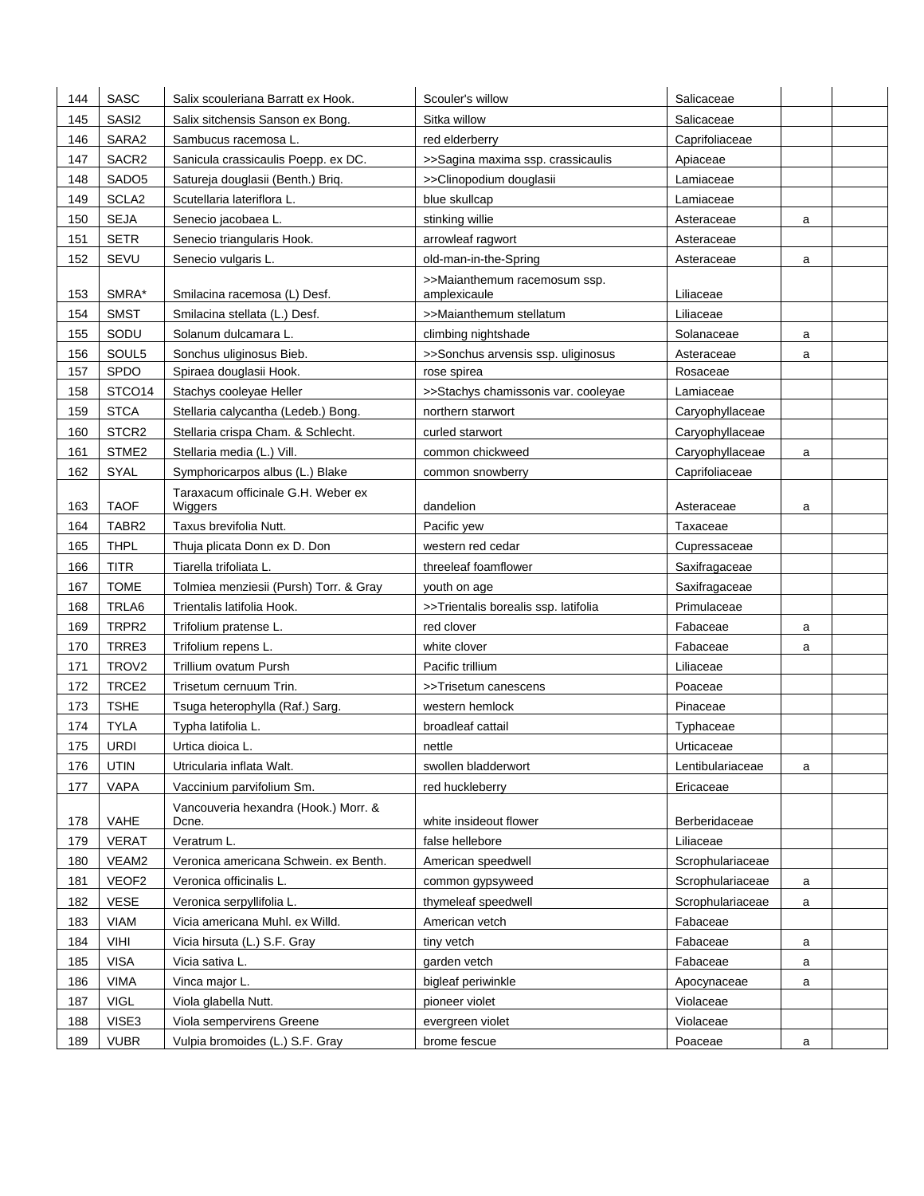| | | | | | | |
|---|---|---|---|---|---|---|
| 144 | SASC | Salix scouleriana Barratt ex Hook. | Scouler's willow | Salicaceae | | |
| 145 | SASI2 | Salix sitchensis Sanson ex Bong. | Sitka willow | Salicaceae | | |
| 146 | SARA2 | Sambucus racemosa L. | red elderberry | Caprifoliaceae | | |
| 147 | SACR2 | Sanicula crassicaulis Poepp. ex DC. | >>Sagina maxima ssp. crassicaulis | Apiaceae | | |
| 148 | SADO5 | Satureja douglasii (Benth.) Briq. | >>Clinopodium douglasii | Lamiaceae | | |
| 149 | SCLA2 | Scutellaria lateriflora L. | blue skullcap | Lamiaceae | | |
| 150 | SEJA | Senecio jacobaea L. | stinking willie | Asteraceae | a | |
| 151 | SETR | Senecio triangularis Hook. | arrowleaf ragwort | Asteraceae | | |
| 152 | SEVU | Senecio vulgaris L. | old-man-in-the-Spring | Asteraceae | a | |
| 153 | SMRA* | Smilacina racemosa (L) Desf. | >>Maianthemum racemosum ssp. amplexicaule | Liliaceae | | |
| 154 | SMST | Smilacina stellata (L.) Desf. | >>Maianthemum stellatum | Liliaceae | | |
| 155 | SODU | Solanum dulcamara L. | climbing nightshade | Solanaceae | a | |
| 156 | SOUL5 | Sonchus uliginosus Bieb. | >>Sonchus arvensis ssp. uliginosus | Asteraceae | a | |
| 157 | SPDO | Spiraea douglasii Hook. | rose spirea | Rosaceae | | |
| 158 | STCO14 | Stachys cooleyae Heller | >>Stachys chamissonis var. cooleyae | Lamiaceae | | |
| 159 | STCA | Stellaria calycantha (Ledeb.) Bong. | northern starwort | Caryophyllaceae | | |
| 160 | STCR2 | Stellaria crispa Cham. & Schlecht. | curled starwort | Caryophyllaceae | | |
| 161 | STME2 | Stellaria media (L.) Vill. | common chickweed | Caryophyllaceae | a | |
| 162 | SYAL | Symphoricarpos albus (L.) Blake | common snowberry | Caprifoliaceae | | |
| 163 | TAOF | Taraxacum officinale G.H. Weber ex Wiggers | dandelion | Asteraceae | a | |
| 164 | TABR2 | Taxus brevifolia Nutt. | Pacific yew | Taxaceae | | |
| 165 | THPL | Thuja plicata Donn ex D. Don | western red cedar | Cupressaceae | | |
| 166 | TITR | Tiarella trifoliata L. | threeleaf foamflower | Saxifragaceae | | |
| 167 | TOME | Tolmiea menziesii (Pursh) Torr. & Gray | youth on age | Saxifragaceae | | |
| 168 | TRLA6 | Trientalis latifolia Hook. | >>Trientalis borealis ssp. latifolia | Primulaceae | | |
| 169 | TRPR2 | Trifolium pratense L. | red clover | Fabaceae | a | |
| 170 | TRRE3 | Trifolium repens L. | white clover | Fabaceae | a | |
| 171 | TROV2 | Trillium ovatum Pursh | Pacific trillium | Liliaceae | | |
| 172 | TRCE2 | Trisetum cernuum Trin. | >>Trisetum canescens | Poaceae | | |
| 173 | TSHE | Tsuga heterophylla (Raf.) Sarg. | western hemlock | Pinaceae | | |
| 174 | TYLA | Typha latifolia L. | broadleaf cattail | Typhaceae | | |
| 175 | URDI | Urtica dioica L. | nettle | Urticaceae | | |
| 176 | UTIN | Utricularia inflata Walt. | swollen bladderwort | Lentibulariaceae | a | |
| 177 | VAPA | Vaccinium parvifolium Sm. | red huckleberry | Ericaceae | | |
| 178 | VAHE | Vancouveria hexandra (Hook.) Morr. & Dcne. | white insideout flower | Berberidaceae | | |
| 179 | VERAT | Veratrum L. | false hellebore | Liliaceae | | |
| 180 | VEAM2 | Veronica americana Schwein. ex Benth. | American speedwell | Scrophulariaceae | | |
| 181 | VEOF2 | Veronica officinalis L. | common gypsyweed | Scrophulariaceae | a | |
| 182 | VESE | Veronica serpyllifolia L. | thymeleaf speedwell | Scrophulariaceae | a | |
| 183 | VIAM | Vicia americana Muhl. ex Willd. | American vetch | Fabaceae | | |
| 184 | VIHI | Vicia hirsuta (L.) S.F. Gray | tiny vetch | Fabaceae | a | |
| 185 | VISA | Vicia sativa L. | garden vetch | Fabaceae | a | |
| 186 | VIMA | Vinca major L. | bigleaf periwinkle | Apocynaceae | a | |
| 187 | VIGL | Viola glabella Nutt. | pioneer violet | Violaceae | | |
| 188 | VISE3 | Viola sempervirens Greene | evergreen violet | Violaceae | | |
| 189 | VUBR | Vulpia bromoides (L.) S.F. Gray | brome fescue | Poaceae | a | |